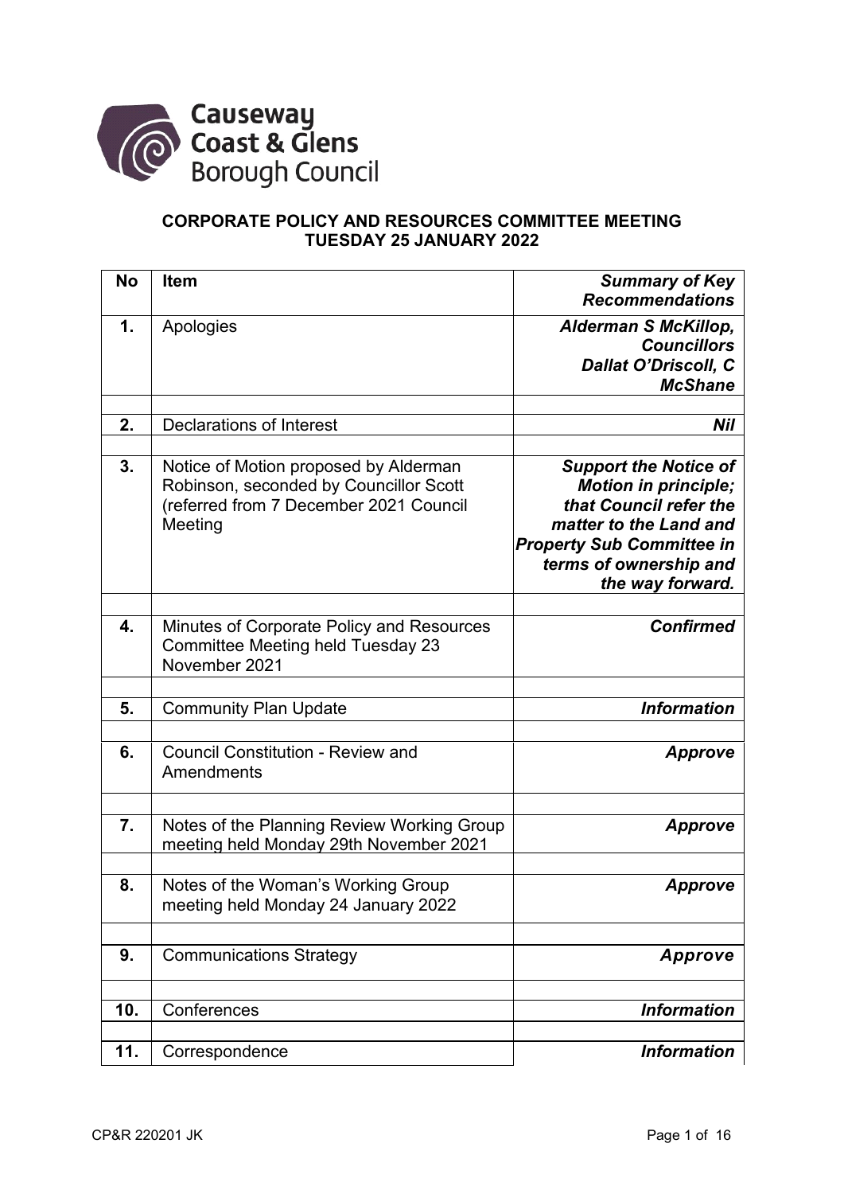Causeway Coast & Glens Borough Council

**CORPORATE POLICY AND RESOURCES COMMITTEE MEETING**
**TUESDAY 25 JANUARY 2022**

| No | Item | *Summary of Key Recommendations* |
|---|---|---|
| **1.** | Apologies | ***Alderman S McKillop, Councillors Dallat O'Driscoll, C McShane*** |
| | | |
| **2.** | Declarations of Interest | ***Nil*** |
| | | |
| **3.** | Notice of Motion proposed by Alderman Robinson, seconded by Councillor Scott (referred from 7 December 2021 Council Meeting | ***Support the Notice of Motion in principle; that Council refer the matter to the Land and Property Sub Committee in terms of ownership and the way forward.*** |
| | | |
| **4.** | Minutes of Corporate Policy and Resources Committee Meeting held Tuesday 23 November 2021 | ***Confirmed*** |
| | | |
| **5.** | Community Plan Update | ***Information*** |
| | | |
| **6.** | Council Constitution - Review and Amendments | ***Approve*** |
| | | |
| **7.** | Notes of the Planning Review Working Group meeting held Monday 29th November 2021 | ***Approve*** |
| | | |
| **8.** | Notes of the Woman's Working Group meeting held Monday 24 January 2022 | ***Approve*** |
| | | |
| **9.** | Communications Strategy | ***Approve*** |
| | | |
| **10.** | Conferences | ***Information*** |
| | | |
| **11.** | Correspondence | ***Information*** |

CP&R 220201 JK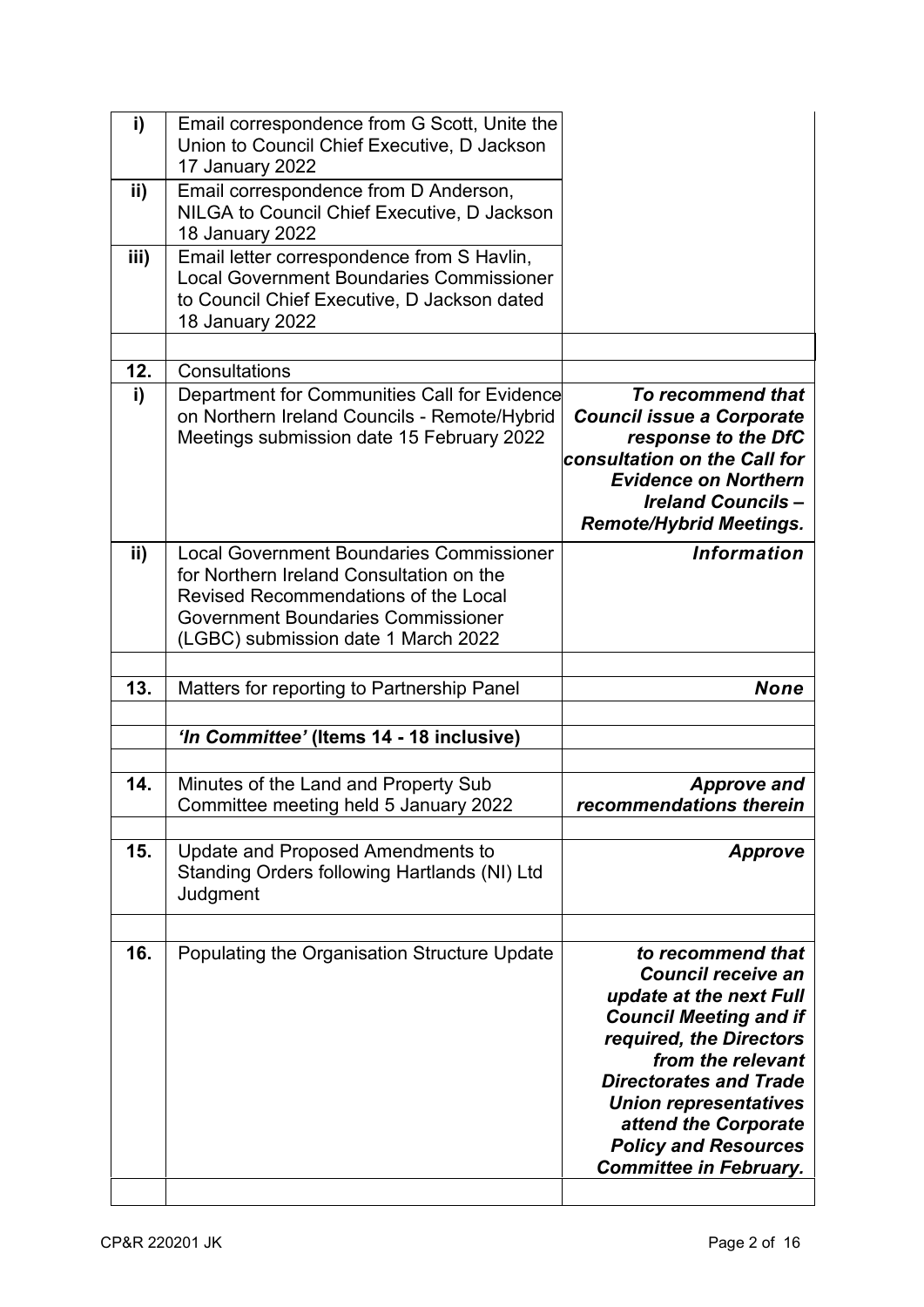| | | |
|---|---|---|
| **i)** | Email correspondence from G Scott, Unite the Union to Council Chief Executive, D Jackson 17 January 2022 | |
| **ii)** | Email correspondence from D Anderson, NILGA to Council Chief Executive, D Jackson 18 January 2022 | |
| **iii)** | Email letter correspondence from S Havlin, Local Government Boundaries Commissioner to Council Chief Executive, D Jackson dated 18 January 2022 | |
| | | |
| **12.** | Consultations | |
| **i)** | Department for Communities Call for Evidence on Northern Ireland Councils - Remote/Hybrid Meetings submission date 15 February 2022 | ***To recommend that Council issue a Corporate response to the DfC consultation on the Call for Evidence on Northern Ireland Councils – Remote/Hybrid Meetings.*** |
| **ii)** | Local Government Boundaries Commissioner for Northern Ireland Consultation on the Revised Recommendations of the Local Government Boundaries Commissioner (LGBC) submission date 1 March 2022 | ***Information*** |
| | | |
| **13.** | Matters for reporting to Partnership Panel | ***None*** |
| | | |
| | ***'In Committee'* (Items 14 - 18 inclusive)** | |
| | | |
| **14.** | Minutes of the Land and Property Sub Committee meeting held 5 January 2022 | ***Approve and recommendations therein*** |
| | | |
| **15.** | Update and Proposed Amendments to Standing Orders following Hartlands (NI) Ltd Judgment | ***Approve*** |
| | | |
| **16.** | Populating the Organisation Structure Update | ***to recommend that Council receive an update at the next Full Council Meeting and if required, the Directors from the relevant Directorates and Trade Union representatives attend the Corporate Policy and Resources Committee in February.*** |
| | | |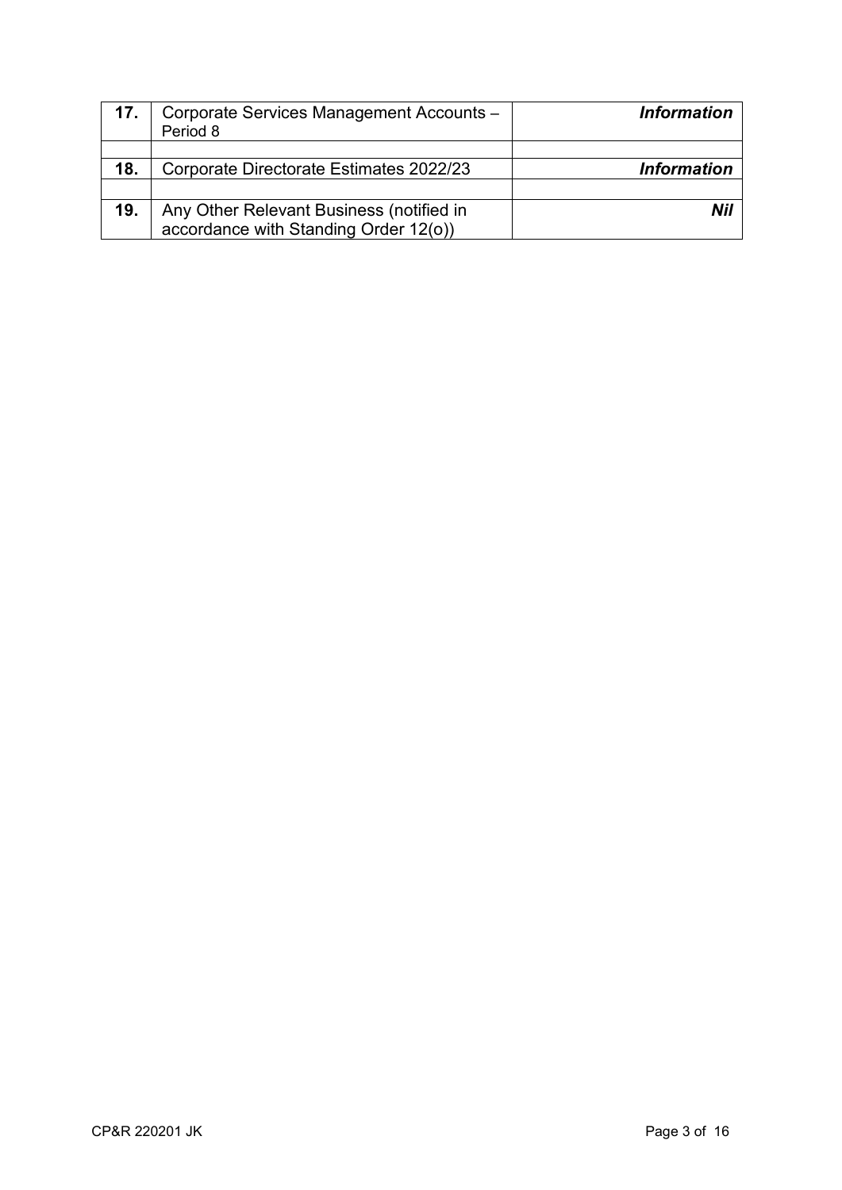| | | |
|---|---|---|
| **17.** | Corporate Services Management Accounts – Period 8 | ***Information*** |
| | | |
| **18.** | Corporate Directorate Estimates 2022/23 | ***Information*** |
| | | |
| **19.** | Any Other Relevant Business (notified in accordance with Standing Order 12(o)) | ***Nil*** |

CP&R 220201 JK